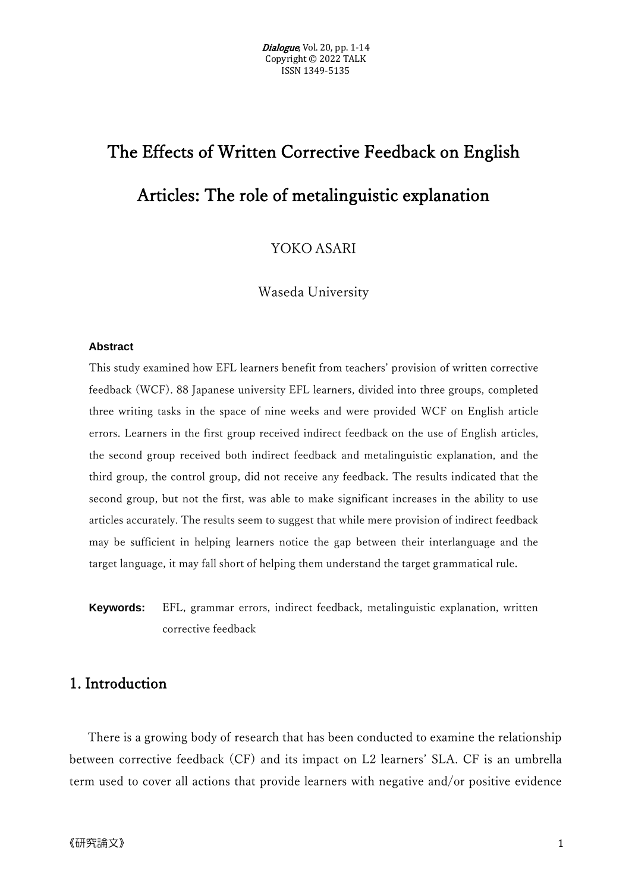# The Effects of Written Corrective Feedback on English Articles: The role of metalinguistic explanation

YOKO ASARI

Waseda University

**Abstract**

This study examined how EFL learners benefit from teachers' provision of written corrective feedback (WCF). 88 Japanese university EFL learners, divided into three groups, completed three writing tasks in the space of nine weeks and were provided WCF on English article errors. Learners in the first group received indirect feedback on the use of English articles, the second group received both indirect feedback and metalinguistic explanation, and the third group, the control group, did not receive any feedback. The results indicated that the second group, but not the first, was able to make significant increases in the ability to use articles accurately. The results seem to suggest that while mere provision of indirect feedback may be sufficient in helping learners notice the gap between their interlanguage and the target language, it may fall short of helping them understand the target grammatical rule.

**Keywords:** EFL, grammar errors, indirect feedback, metalinguistic explanation, written corrective feedback

## 1. Introduction

There is a growing body of research that has been conducted to examine the relationship between corrective feedback (CF) and its impact on L2 learners' SLA. CF is an umbrella term used to cover all actions that provide learners with negative and/or positive evidence

《研究論文》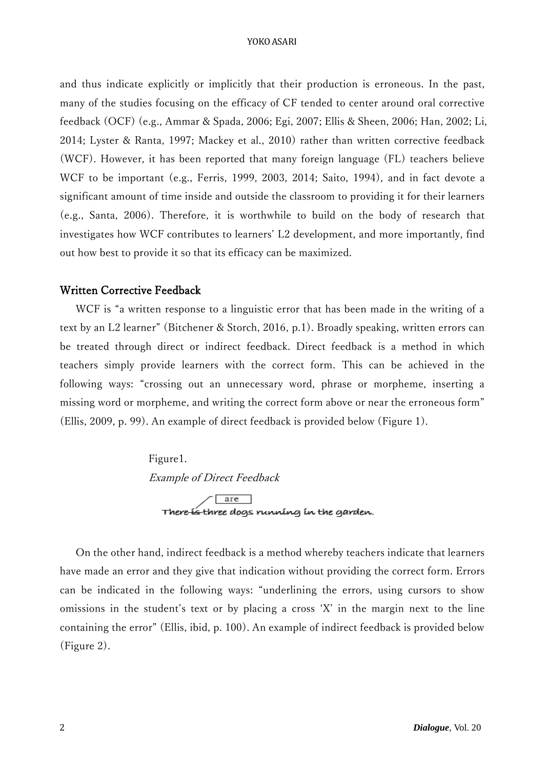and thus indicate explicitly or implicitly that their production is erroneous. In the past, many of the studies focusing on the efficacy of CF tended to center around oral corrective feedback (OCF) (e.g., Ammar & Spada, 2006; Egi, 2007; Ellis & Sheen, 2006; Han, 2002; Li, 2014; Lyster & Ranta, 1997; Mackey et al., 2010) rather than written corrective feedback (WCF). However, it has been reported that many foreign language (FL) teachers believe WCF to be important (e.g., Ferris, 1999, 2003, 2014; Saito, 1994), and in fact devote a significant amount of time inside and outside the classroom to providing it for their learners (e.g., Santa, 2006). Therefore, it is worthwhile to build on the body of research that investigates how WCF contributes to learners' L2 development, and more importantly, find out how best to provide it so that its efficacy can be maximized.

## Written Corrective Feedback

WCF is "a written response to a linguistic error that has been made in the writing of a text by an L2 learner" (Bitchener & Storch, 2016, p.1). Broadly speaking, written errors can be treated through direct or indirect feedback. Direct feedback is a method in which teachers simply provide learners with the correct form. This can be achieved in the following ways: "crossing out an unnecessary word, phrase or morpheme, inserting a missing word or morpheme, and writing the correct form above or near the erroneous form" (Ellis, 2009, p. 99). An example of direct feedback is provided below (Figure 1).

Figure1.

*Example of Direct Feedback*

are

~~There is~~ three dogs running in the garden.

On the other hand, indirect feedback is a method whereby teachers indicate that learners have made an error and they give that indication without providing the correct form. Errors can be indicated in the following ways: "underlining the errors, using cursors to show omissions in the student's text or by placing a cross 'X' in the margin next to the line containing the error" (Ellis, ibid, p. 100). An example of indirect feedback is provided below (Figure 2).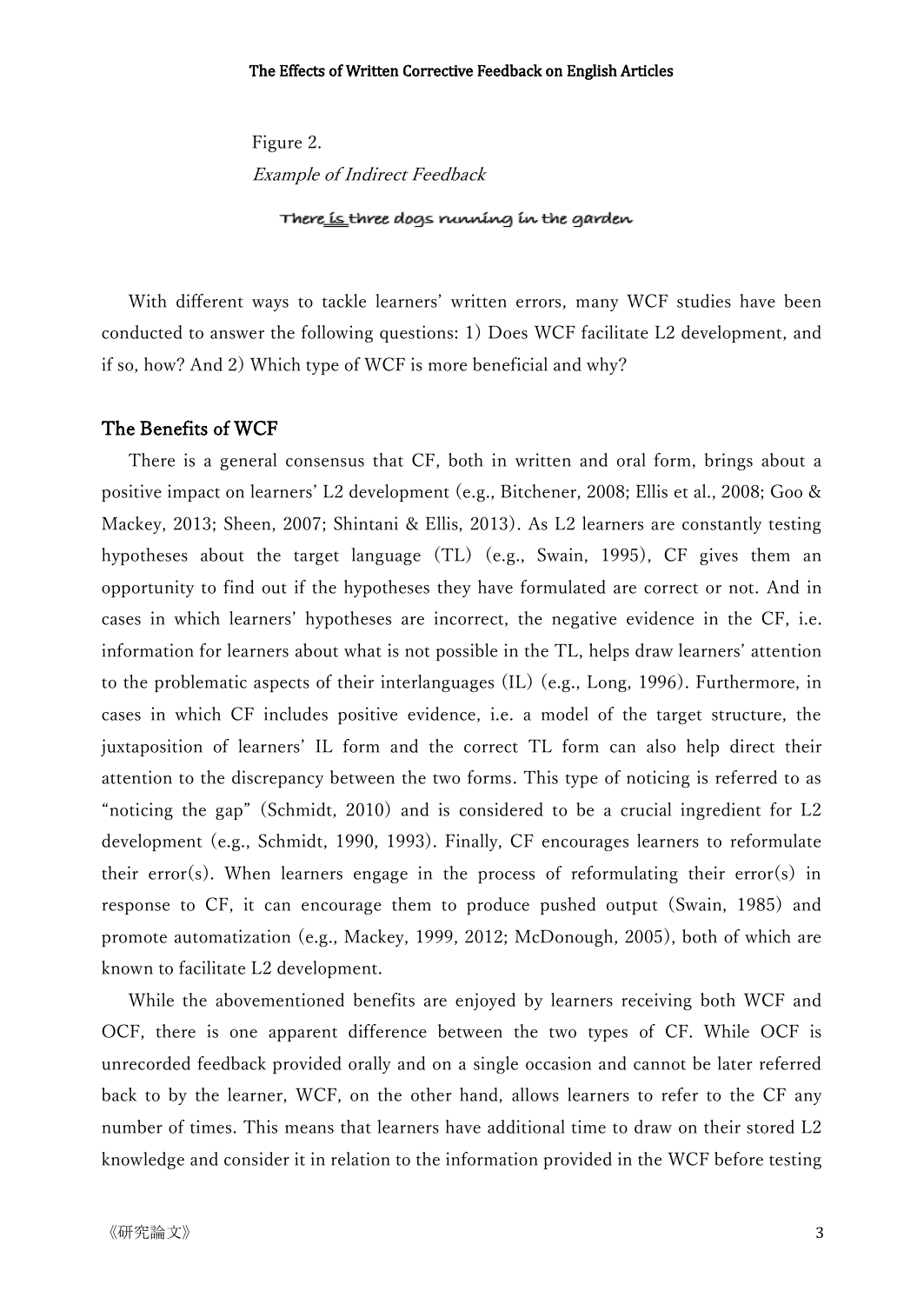Figure 2.

*Example of Indirect Feedback*

There is three dogs running in the garden

With different ways to tackle learners' written errors, many WCF studies have been conducted to answer the following questions: 1) Does WCF facilitate L2 development, and if so, how? And 2) Which type of WCF is more beneficial and why?

## The Benefits of WCF

There is a general consensus that CF, both in written and oral form, brings about a positive impact on learners' L2 development (e.g., Bitchener, 2008; Ellis et al., 2008; Goo & Mackey, 2013; Sheen, 2007; Shintani & Ellis, 2013). As L2 learners are constantly testing hypotheses about the target language (TL) (e.g., Swain, 1995), CF gives them an opportunity to find out if the hypotheses they have formulated are correct or not. And in cases in which learners' hypotheses are incorrect, the negative evidence in the CF, i.e. information for learners about what is not possible in the TL, helps draw learners' attention to the problematic aspects of their interlanguages (IL) (e.g., Long, 1996). Furthermore, in cases in which CF includes positive evidence, i.e. a model of the target structure, the juxtaposition of learners' IL form and the correct TL form can also help direct their attention to the discrepancy between the two forms. This type of noticing is referred to as "noticing the gap" (Schmidt, 2010) and is considered to be a crucial ingredient for L2 development (e.g., Schmidt, 1990, 1993). Finally, CF encourages learners to reformulate their error(s). When learners engage in the process of reformulating their error(s) in response to CF, it can encourage them to produce pushed output (Swain, 1985) and promote automatization (e.g., Mackey, 1999, 2012; McDonough, 2005), both of which are known to facilitate L2 development.

While the abovementioned benefits are enjoyed by learners receiving both WCF and OCF, there is one apparent difference between the two types of CF. While OCF is unrecorded feedback provided orally and on a single occasion and cannot be later referred back to by the learner, WCF, on the other hand, allows learners to refer to the CF any number of times. This means that learners have additional time to draw on their stored L2 knowledge and consider it in relation to the information provided in the WCF before testing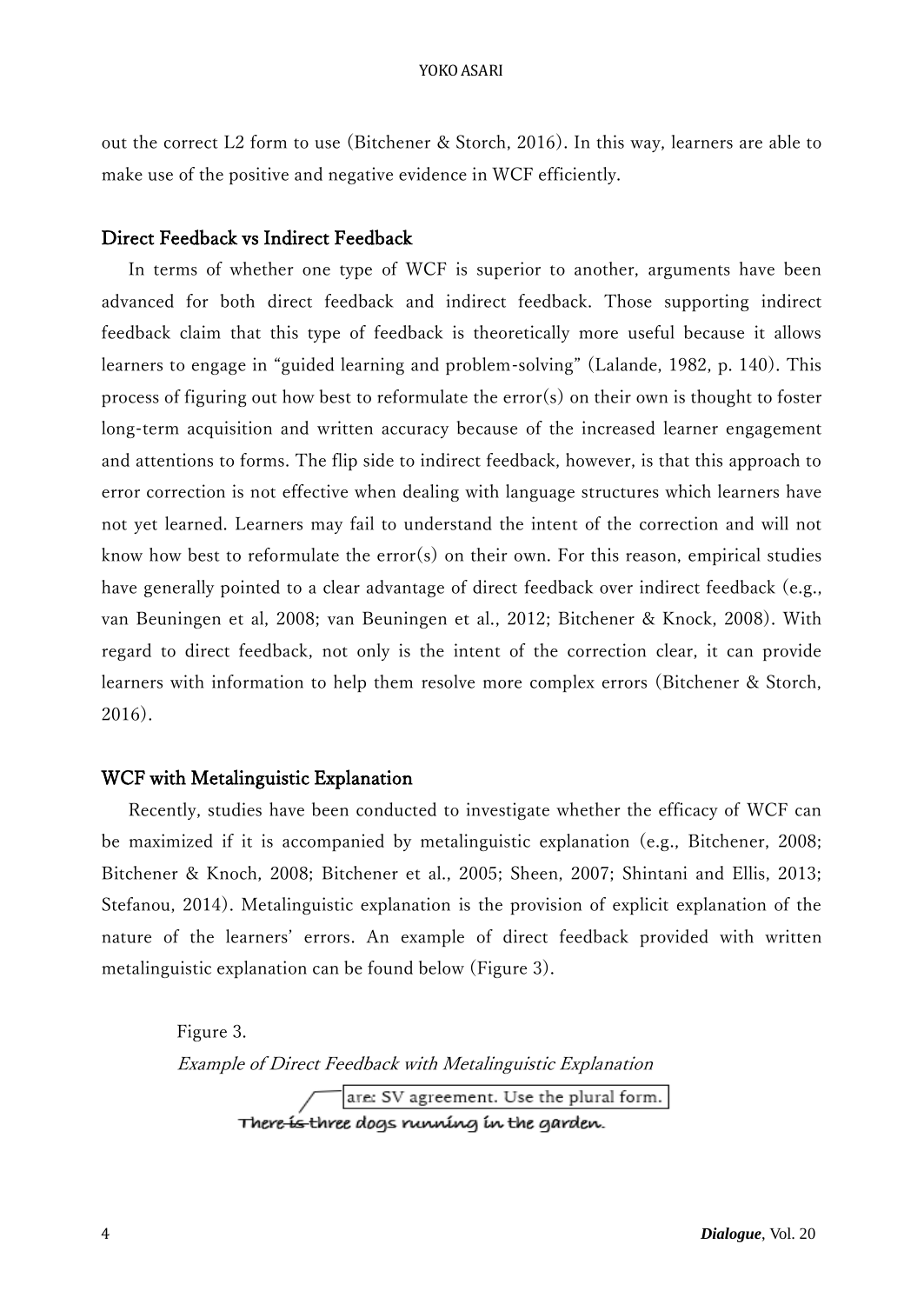out the correct L2 form to use (Bitchener & Storch, 2016). In this way, learners are able to make use of the positive and negative evidence in WCF efficiently.

## Direct Feedback vs Indirect Feedback

In terms of whether one type of WCF is superior to another, arguments have been advanced for both direct feedback and indirect feedback. Those supporting indirect feedback claim that this type of feedback is theoretically more useful because it allows learners to engage in "guided learning and problem-solving" (Lalande, 1982, p. 140). This process of figuring out how best to reformulate the error(s) on their own is thought to foster long-term acquisition and written accuracy because of the increased learner engagement and attentions to forms. The flip side to indirect feedback, however, is that this approach to error correction is not effective when dealing with language structures which learners have not yet learned. Learners may fail to understand the intent of the correction and will not know how best to reformulate the error(s) on their own. For this reason, empirical studies have generally pointed to a clear advantage of direct feedback over indirect feedback (e.g., van Beuningen et al, 2008; van Beuningen et al., 2012; Bitchener & Knock, 2008). With regard to direct feedback, not only is the intent of the correction clear, it can provide learners with information to help them resolve more complex errors (Bitchener & Storch, 2016).

## WCF with Metalinguistic Explanation

Recently, studies have been conducted to investigate whether the efficacy of WCF can be maximized if it is accompanied by metalinguistic explanation (e.g., Bitchener, 2008; Bitchener & Knoch, 2008; Bitchener et al., 2005; Sheen, 2007; Shintani and Ellis, 2013; Stefanou, 2014). Metalinguistic explanation is the provision of explicit explanation of the nature of the learners' errors. An example of direct feedback provided with written metalinguistic explanation can be found below (Figure 3).

Figure 3.

*Example of Direct Feedback with Metalinguistic Explanation*

are: SV agreement. Use the plural form.

There ~~is~~ three dogs running in the garden.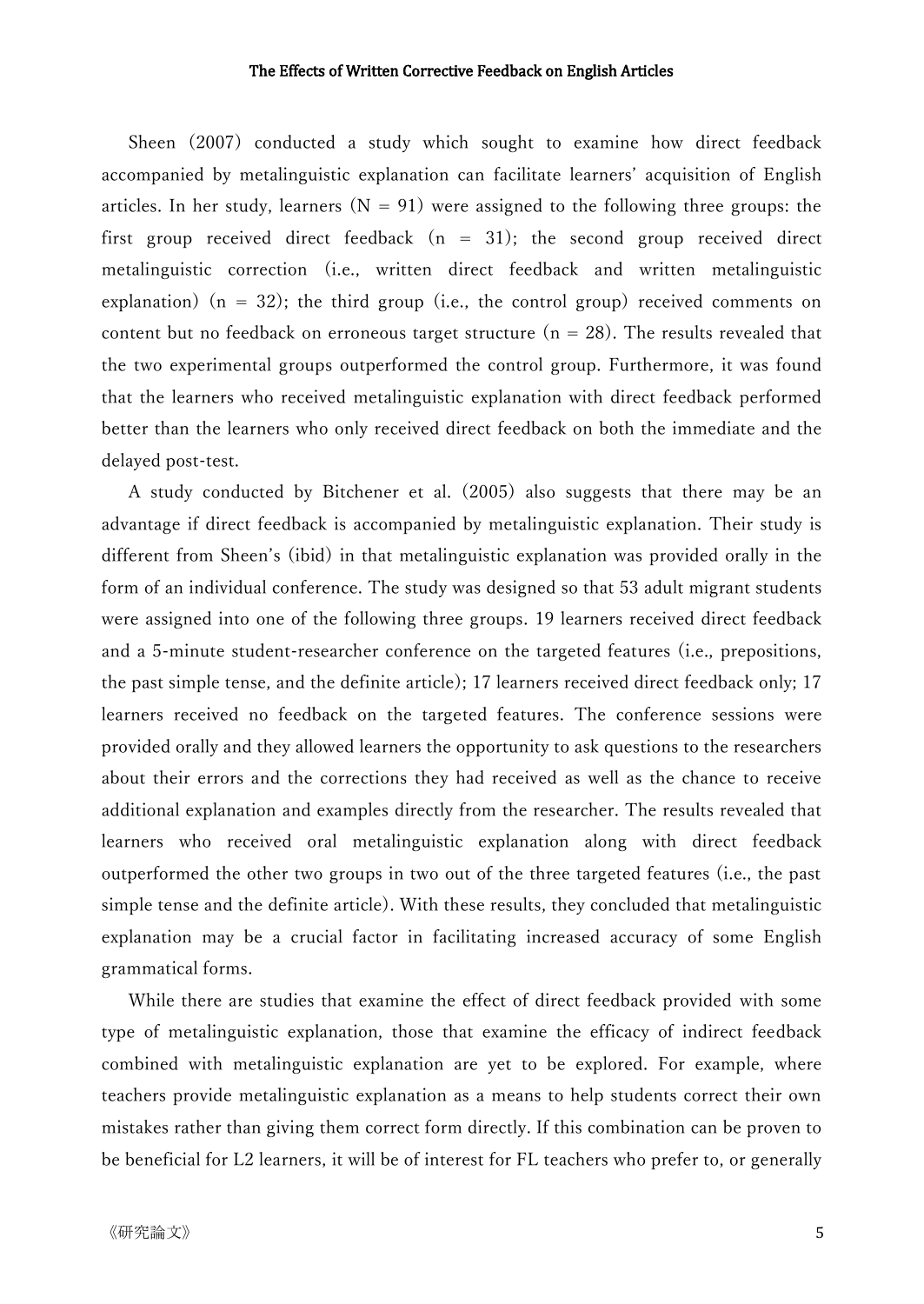Sheen (2007) conducted a study which sought to examine how direct feedback accompanied by metalinguistic explanation can facilitate learners' acquisition of English articles. In her study, learners (N = 91) were assigned to the following three groups: the first group received direct feedback (n = 31); the second group received direct metalinguistic correction (i.e., written direct feedback and written metalinguistic explanation) (n = 32); the third group (i.e., the control group) received comments on content but no feedback on erroneous target structure (n = 28). The results revealed that the two experimental groups outperformed the control group. Furthermore, it was found that the learners who received metalinguistic explanation with direct feedback performed better than the learners who only received direct feedback on both the immediate and the delayed post-test.

A study conducted by Bitchener et al. (2005) also suggests that there may be an advantage if direct feedback is accompanied by metalinguistic explanation. Their study is different from Sheen's (ibid) in that metalinguistic explanation was provided orally in the form of an individual conference. The study was designed so that 53 adult migrant students were assigned into one of the following three groups. 19 learners received direct feedback and a 5-minute student-researcher conference on the targeted features (i.e., prepositions, the past simple tense, and the definite article); 17 learners received direct feedback only; 17 learners received no feedback on the targeted features. The conference sessions were provided orally and they allowed learners the opportunity to ask questions to the researchers about their errors and the corrections they had received as well as the chance to receive additional explanation and examples directly from the researcher. The results revealed that learners who received oral metalinguistic explanation along with direct feedback outperformed the other two groups in two out of the three targeted features (i.e., the past simple tense and the definite article). With these results, they concluded that metalinguistic explanation may be a crucial factor in facilitating increased accuracy of some English grammatical forms.

While there are studies that examine the effect of direct feedback provided with some type of metalinguistic explanation, those that examine the efficacy of indirect feedback combined with metalinguistic explanation are yet to be explored. For example, where teachers provide metalinguistic explanation as a means to help students correct their own mistakes rather than giving them correct form directly. If this combination can be proven to be beneficial for L2 learners, it will be of interest for FL teachers who prefer to, or generally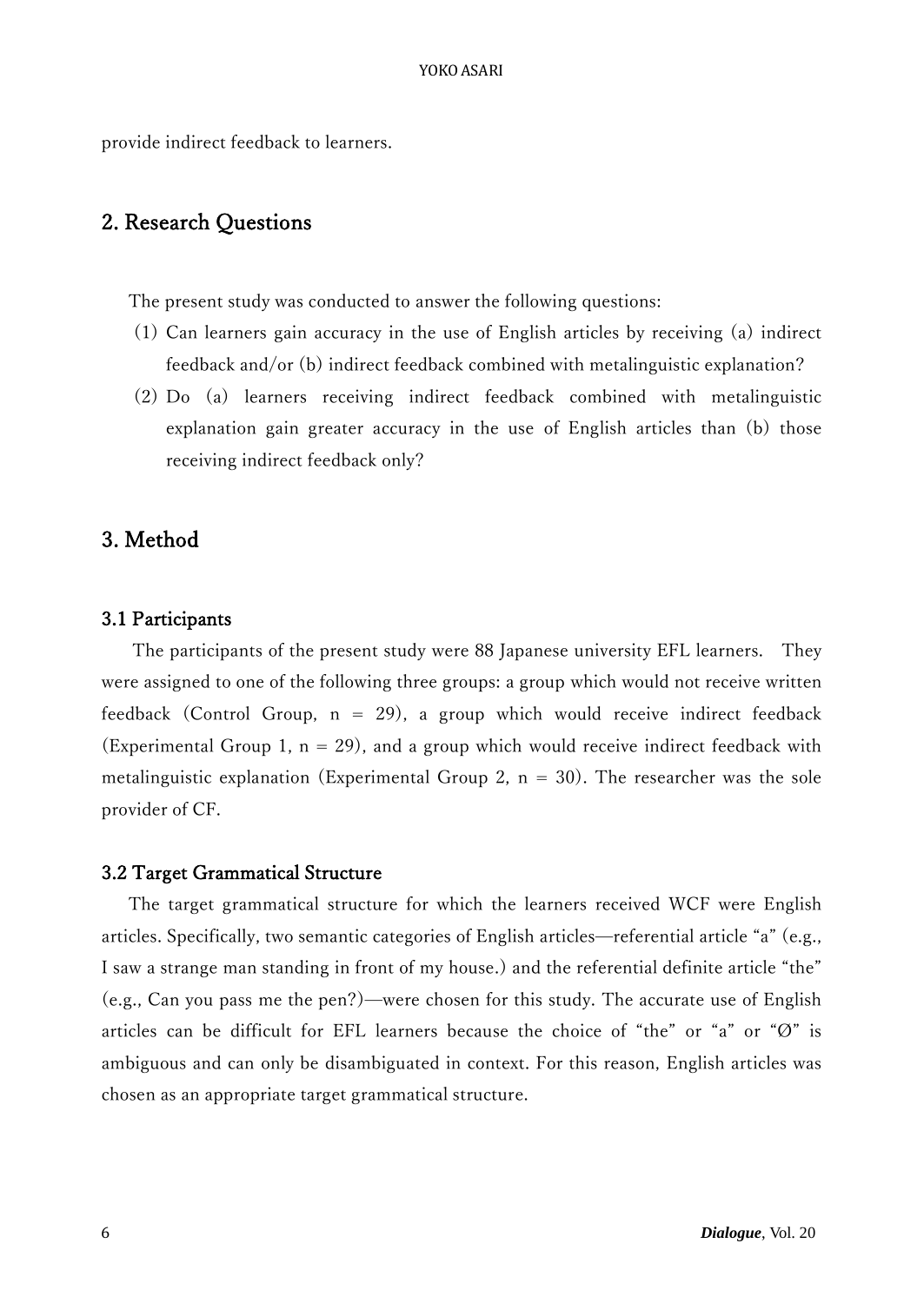provide indirect feedback to learners.

## 2. Research Questions

The present study was conducted to answer the following questions:

(1) Can learners gain accuracy in the use of English articles by receiving (a) indirect feedback and/or (b) indirect feedback combined with metalinguistic explanation?

(2) Do (a) learners receiving indirect feedback combined with metalinguistic explanation gain greater accuracy in the use of English articles than (b) those receiving indirect feedback only?

## 3. Method

### 3.1 Participants

The participants of the present study were 88 Japanese university EFL learners. They were assigned to one of the following three groups: a group which would not receive written feedback (Control Group, n = 29), a group which would receive indirect feedback (Experimental Group 1, n = 29), and a group which would receive indirect feedback with metalinguistic explanation (Experimental Group 2, n = 30). The researcher was the sole provider of CF.

### 3.2 Target Grammatical Structure

The target grammatical structure for which the learners received WCF were English articles. Specifically, two semantic categories of English articles—referential article "a" (e.g., I saw a strange man standing in front of my house.) and the referential definite article "the" (e.g., Can you pass me the pen?)—were chosen for this study. The accurate use of English articles can be difficult for EFL learners because the choice of "the" or "a" or "Ø" is ambiguous and can only be disambiguated in context. For this reason, English articles was chosen as an appropriate target grammatical structure.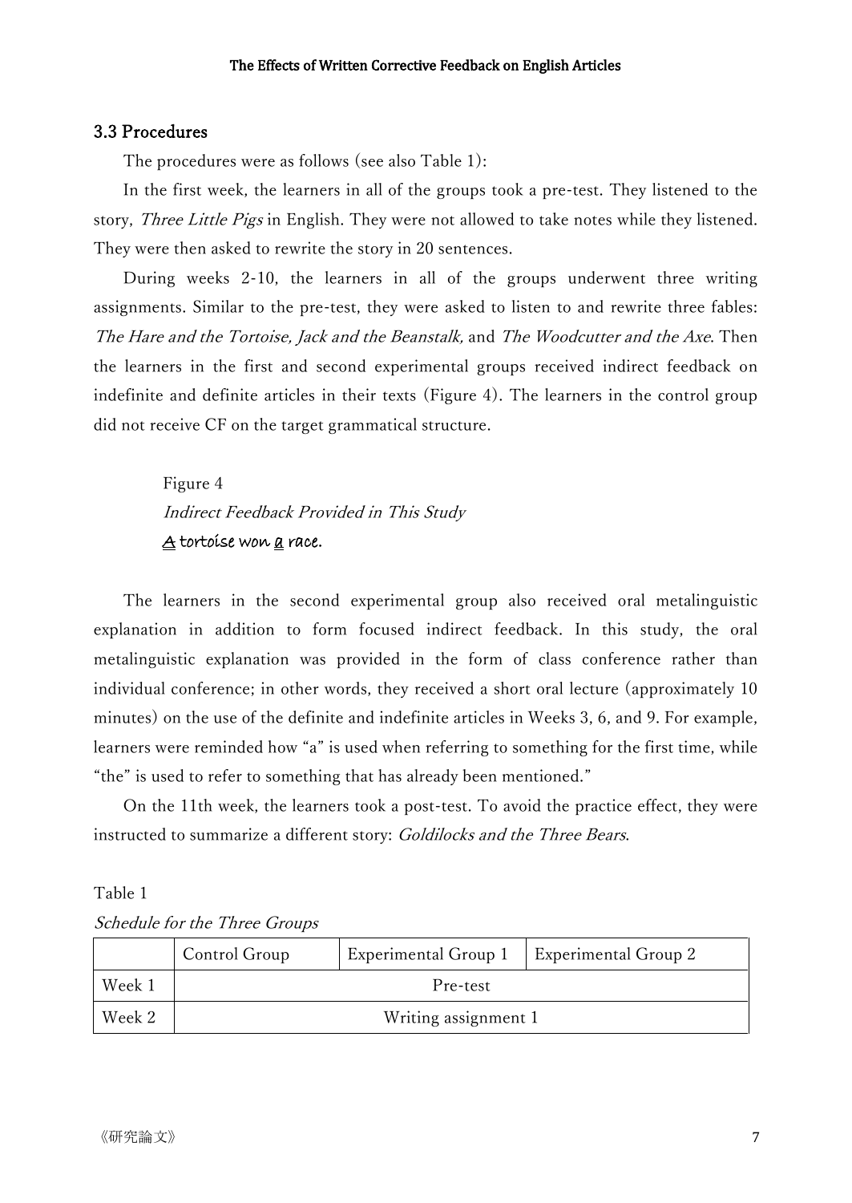### 3.3 Procedures

The procedures were as follows (see also Table 1):

In the first week, the learners in all of the groups took a pre-test. They listened to the story, *Three Little Pigs* in English. They were not allowed to take notes while they listened. They were then asked to rewrite the story in 20 sentences.

During weeks 2-10, the learners in all of the groups underwent three writing assignments. Similar to the pre-test, they were asked to listen to and rewrite three fables: *The Hare and the Tortoise, Jack and the Beanstalk,* and *The Woodcutter and the Axe*. Then the learners in the first and second experimental groups received indirect feedback on indefinite and definite articles in their texts (Figure 4). The learners in the control group did not receive CF on the target grammatical structure.

Figure 4

*Indirect Feedback Provided in This Study*

<u>A</u> tortoise won <u>a</u> race.

The learners in the second experimental group also received oral metalinguistic explanation in addition to form focused indirect feedback. In this study, the oral metalinguistic explanation was provided in the form of class conference rather than individual conference; in other words, they received a short oral lecture (approximately 10 minutes) on the use of the definite and indefinite articles in Weeks 3, 6, and 9. For example, learners were reminded how "a" is used when referring to something for the first time, while "the" is used to refer to something that has already been mentioned."

On the 11th week, the learners took a post-test. To avoid the practice effect, they were instructed to summarize a different story: *Goldilocks and the Three Bears*.

Table 1

*Schedule for the Three Groups*

| | Control Group | Experimental Group 1 | Experimental Group 2 |
|---|---|---|---|
| Week 1 | Pre-test | | |
| Week 2 | Writing assignment 1 | | |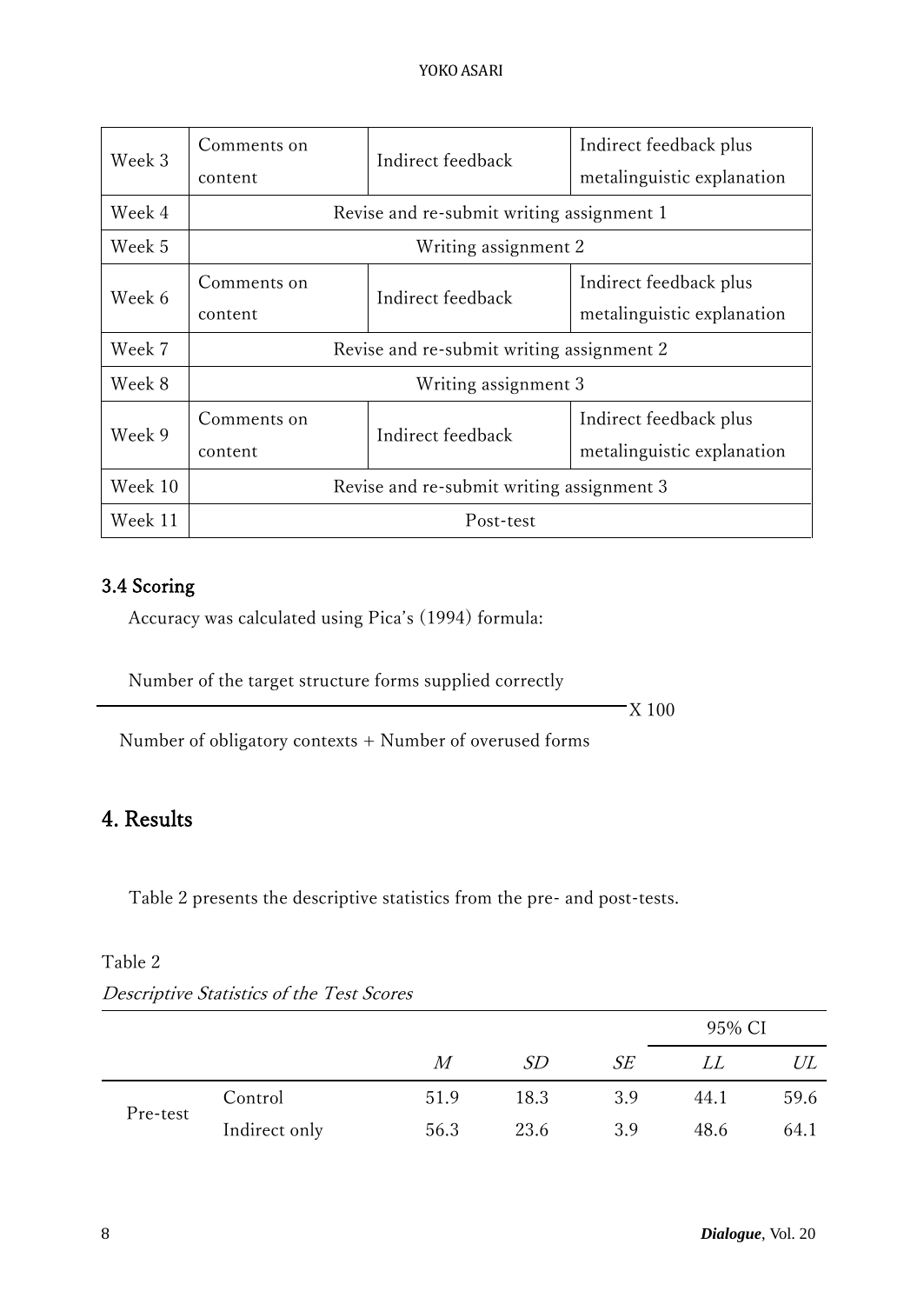| | | | |
|---|---|---|---|
| Week 3 | Comments on content | Indirect feedback | Indirect feedback plus metalinguistic explanation |
| Week 4 | Revise and re-submit writing assignment 1 | | |
| Week 5 | Writing assignment 2 | | |
| Week 6 | Comments on content | Indirect feedback | Indirect feedback plus metalinguistic explanation |
| Week 7 | Revise and re-submit writing assignment 2 | | |
| Week 8 | Writing assignment 3 | | |
| Week 9 | Comments on content | Indirect feedback | Indirect feedback plus metalinguistic explanation |
| Week 10 | Revise and re-submit writing assignment 3 | | |
| Week 11 | Post-test | | |

### 3.4 Scoring

Accuracy was calculated using Pica's (1994) formula:

$$\frac{\text{Number of the target structure forms supplied correctly}}{\text{Number of obligatory contexts + Number of overused forms}} \times 100$$

## 4. Results

Table 2 presents the descriptive statistics from the pre- and post-tests.

Table 2

*Descriptive Statistics of the Test Scores*

| | | | | | 95% CI | |
|---|---|---|---|---|---|---|
| | | *M* | *SD* | *SE* | *LL* | *UL* |
| Pre-test | Control | 51.9 | 18.3 | 3.9 | 44.1 | 59.6 |
| | Indirect only | 56.3 | 23.6 | 3.9 | 48.6 | 64.1 |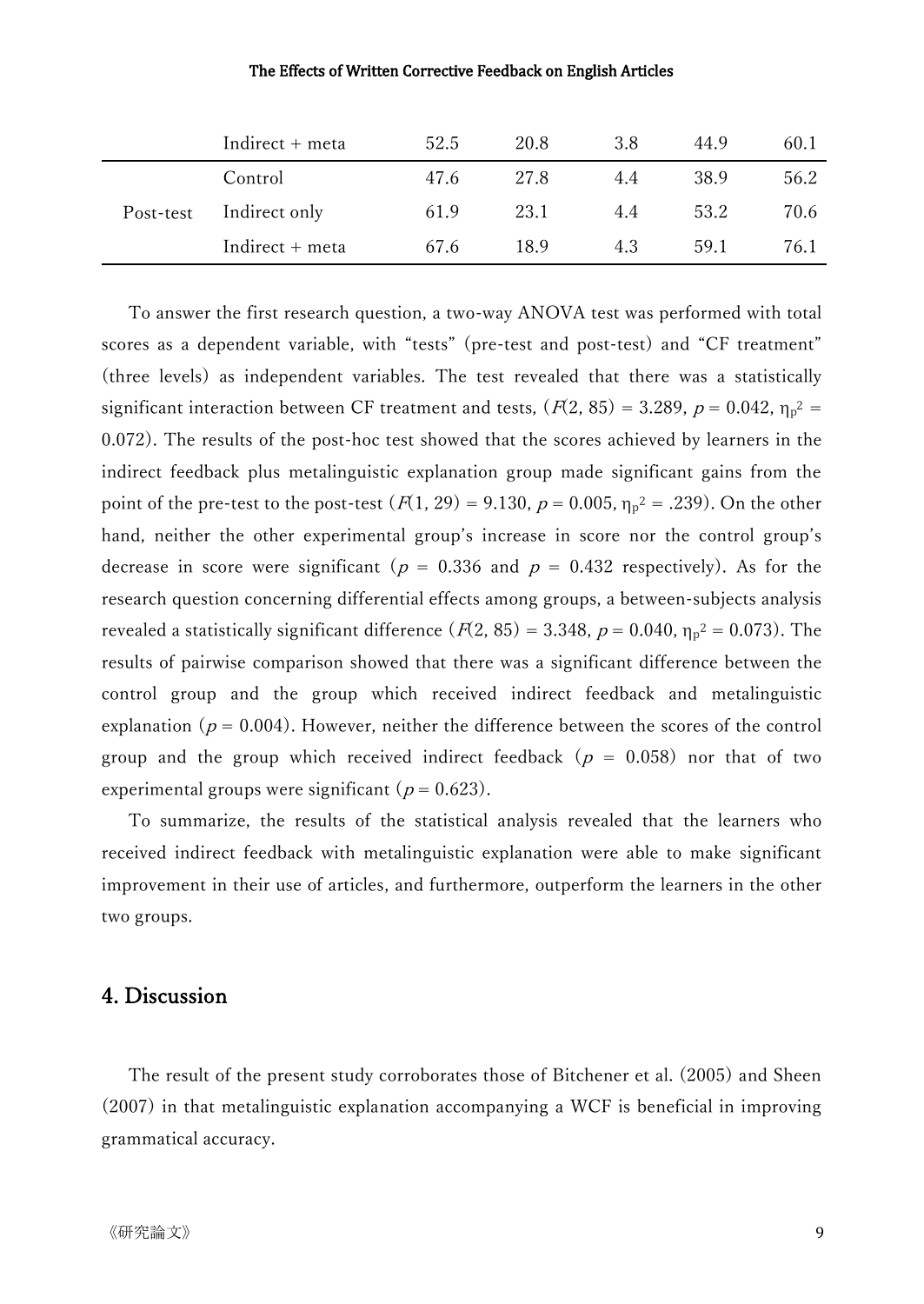| | | | | | | |
|---|---|---|---|---|---|---|
| | Indirect + meta | 52.5 | 20.8 | 3.8 | 44.9 | 60.1 |
| Post-test | Control | 47.6 | 27.8 | 4.4 | 38.9 | 56.2 |
| | Indirect only | 61.9 | 23.1 | 4.4 | 53.2 | 70.6 |
| | Indirect + meta | 67.6 | 18.9 | 4.3 | 59.1 | 76.1 |

To answer the first research question, a two-way ANOVA test was performed with total scores as a dependent variable, with "tests" (pre-test and post-test) and "CF treatment" (three levels) as independent variables. The test revealed that there was a statistically significant interaction between CF treatment and tests, ($F(2, 85) = 3.289$, $p = 0.042$, $\eta_p^2 = 0.072$). The results of the post-hoc test showed that the scores achieved by learners in the indirect feedback plus metalinguistic explanation group made significant gains from the point of the pre-test to the post-test ($F(1, 29) = 9.130$, $p = 0.005$, $\eta_p^2 = .239$). On the other hand, neither the other experimental group's increase in score nor the control group's decrease in score were significant ($p = 0.336$ and $p = 0.432$ respectively). As for the research question concerning differential effects among groups, a between-subjects analysis revealed a statistically significant difference ($F(2, 85) = 3.348$, $p = 0.040$, $\eta_p^2 = 0.073$). The results of pairwise comparison showed that there was a significant difference between the control group and the group which received indirect feedback and metalinguistic explanation ($p = 0.004$). However, neither the difference between the scores of the control group and the group which received indirect feedback ($p = 0.058$) nor that of two experimental groups were significant ($p = 0.623$).

To summarize, the results of the statistical analysis revealed that the learners who received indirect feedback with metalinguistic explanation were able to make significant improvement in their use of articles, and furthermore, outperform the learners in the other two groups.

## 4. Discussion

The result of the present study corroborates those of Bitchener et al. (2005) and Sheen (2007) in that metalinguistic explanation accompanying a WCF is beneficial in improving grammatical accuracy.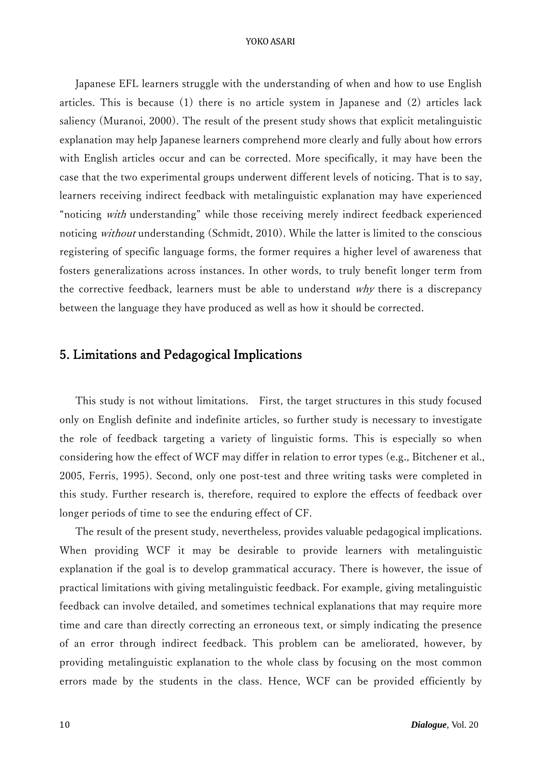Japanese EFL learners struggle with the understanding of when and how to use English articles. This is because (1) there is no article system in Japanese and (2) articles lack saliency (Muranoi, 2000). The result of the present study shows that explicit metalinguistic explanation may help Japanese learners comprehend more clearly and fully about how errors with English articles occur and can be corrected. More specifically, it may have been the case that the two experimental groups underwent different levels of noticing. That is to say, learners receiving indirect feedback with metalinguistic explanation may have experienced "noticing *with* understanding" while those receiving merely indirect feedback experienced noticing *without* understanding (Schmidt, 2010). While the latter is limited to the conscious registering of specific language forms, the former requires a higher level of awareness that fosters generalizations across instances. In other words, to truly benefit longer term from the corrective feedback, learners must be able to understand *why* there is a discrepancy between the language they have produced as well as how it should be corrected.

## 5. Limitations and Pedagogical Implications

This study is not without limitations. First, the target structures in this study focused only on English definite and indefinite articles, so further study is necessary to investigate the role of feedback targeting a variety of linguistic forms. This is especially so when considering how the effect of WCF may differ in relation to error types (e.g., Bitchener et al., 2005, Ferris, 1995). Second, only one post-test and three writing tasks were completed in this study. Further research is, therefore, required to explore the effects of feedback over longer periods of time to see the enduring effect of CF.

The result of the present study, nevertheless, provides valuable pedagogical implications. When providing WCF it may be desirable to provide learners with metalinguistic explanation if the goal is to develop grammatical accuracy. There is however, the issue of practical limitations with giving metalinguistic feedback. For example, giving metalinguistic feedback can involve detailed, and sometimes technical explanations that may require more time and care than directly correcting an erroneous text, or simply indicating the presence of an error through indirect feedback. This problem can be ameliorated, however, by providing metalinguistic explanation to the whole class by focusing on the most common errors made by the students in the class. Hence, WCF can be provided efficiently by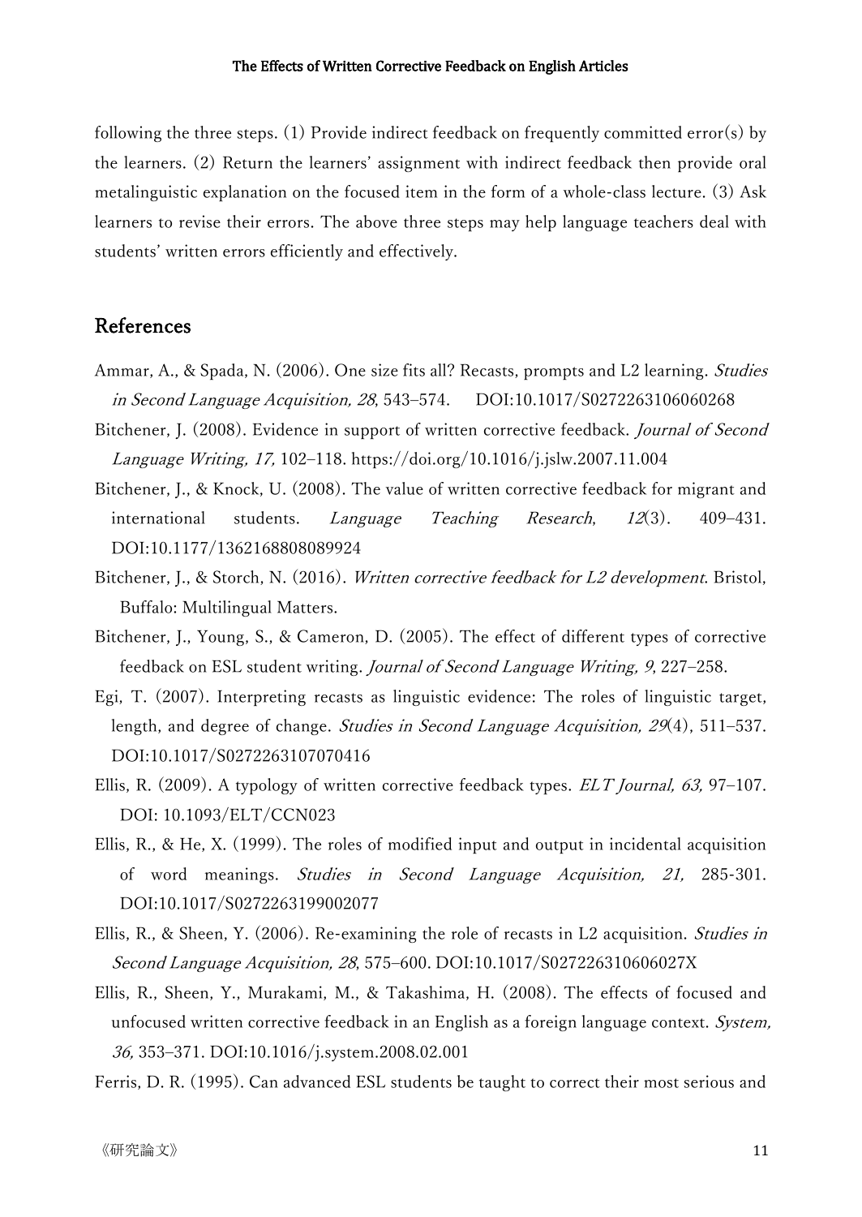following the three steps. (1) Provide indirect feedback on frequently committed error(s) by the learners. (2) Return the learners' assignment with indirect feedback then provide oral metalinguistic explanation on the focused item in the form of a whole-class lecture. (3) Ask learners to revise their errors. The above three steps may help language teachers deal with students' written errors efficiently and effectively.

## References

Ammar, A., & Spada, N. (2006). One size fits all? Recasts, prompts and L2 learning. *Studies in Second Language Acquisition, 28*, 543–574. DOI:10.1017/S0272263106060268

Bitchener, J. (2008). Evidence in support of written corrective feedback. *Journal of Second Language Writing, 17,* 102–118. https://doi.org/10.1016/j.jslw.2007.11.004

Bitchener, J., & Knock, U. (2008). The value of written corrective feedback for migrant and international students. *Language Teaching Research*, *12*(3). 409–431. DOI:10.1177/1362168808089924

Bitchener, J., & Storch, N. (2016). *Written corrective feedback for L2 development*. Bristol, Buffalo: Multilingual Matters.

Bitchener, J., Young, S., & Cameron, D. (2005). The effect of different types of corrective feedback on ESL student writing. *Journal of Second Language Writing, 9*, 227–258.

Egi, T. (2007). Interpreting recasts as linguistic evidence: The roles of linguistic target, length, and degree of change. *Studies in Second Language Acquisition, 29*(4), 511–537. DOI:10.1017/S0272263107070416

Ellis, R. (2009). A typology of written corrective feedback types. *ELT Journal, 63,* 97–107. DOI: 10.1093/ELT/CCN023

Ellis, R., & He, X. (1999). The roles of modified input and output in incidental acquisition of word meanings. *Studies in Second Language Acquisition, 21,* 285-301. DOI:10.1017/S0272263199002077

Ellis, R., & Sheen, Y. (2006). Re-examining the role of recasts in L2 acquisition. *Studies in Second Language Acquisition, 28*, 575–600. DOI:10.1017/S027226310606027X

Ellis, R., Sheen, Y., Murakami, M., & Takashima, H. (2008). The effects of focused and unfocused written corrective feedback in an English as a foreign language context. *System, 36,* 353–371. DOI:10.1016/j.system.2008.02.001

Ferris, D. R. (1995). Can advanced ESL students be taught to correct their most serious and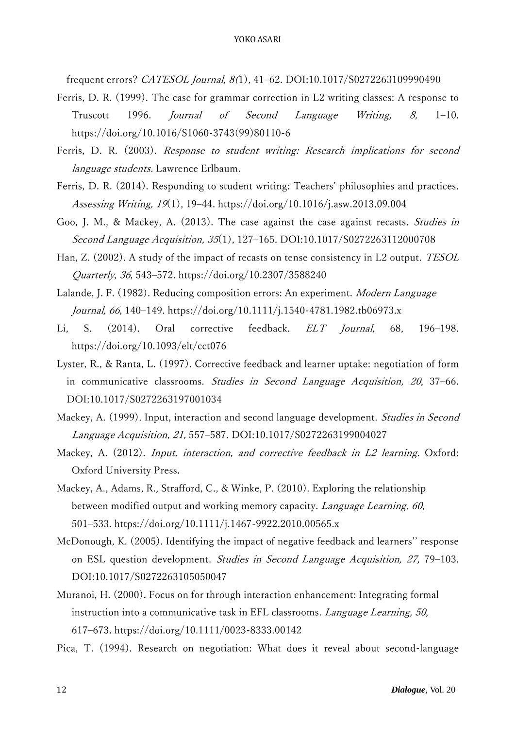frequent errors? *CATESOL Journal, 8(*1), 41–62. DOI:10.1017/S0272263109990490

Ferris, D. R. (1999). The case for grammar correction in L2 writing classes: A response to Truscott 1996. *Journal of Second Language Writing, 8,* 1–10. https://doi.org/10.1016/S1060-3743(99)80110-6

Ferris, D. R. (2003). *Response to student writing: Research implications for second language students*. Lawrence Erlbaum.

Ferris, D. R. (2014). Responding to student writing: Teachers' philosophies and practices. *Assessing Writing, 19*(1), 19–44. https://doi.org/10.1016/j.asw.2013.09.004

Goo, J. M., & Mackey, A. (2013). The case against the case against recasts. *Studies in Second Language Acquisition, 35*(1), 127–165. DOI:10.1017/S0272263112000708

Han, Z. (2002). A study of the impact of recasts on tense consistency in L2 output. *TESOL Quarterly*, *36*, 543–572. https://doi.org/10.2307/3588240

Lalande, J. F. (1982). Reducing composition errors: An experiment. *Modern Language Journal, 66*, 140–149. https://doi.org/10.1111/j.1540-4781.1982.tb06973.x

Li, S. (2014). Oral corrective feedback. *ELT Journal*, 68, 196–198. https://doi.org/10.1093/elt/cct076

Lyster, R., & Ranta, L. (1997). Corrective feedback and learner uptake: negotiation of form in communicative classrooms. *Studies in Second Language Acquisition, 20*, 37–66. DOI:10.1017/S0272263197001034

Mackey, A. (1999). Input, interaction and second language development. *Studies in Second Language Acquisition, 21,* 557–587. DOI:10.1017/S0272263199004027

Mackey, A. (2012). *Input, interaction, and corrective feedback in L2 learning.* Oxford: Oxford University Press.

Mackey, A., Adams, R., Strafford, C., & Winke, P. (2010). Exploring the relationship between modified output and working memory capacity. *Language Learning, 60*, 501–533. https://doi.org/10.1111/j.1467-9922.2010.00565.x

McDonough, K. (2005). Identifying the impact of negative feedback and learners'' response on ESL question development. *Studies in Second Language Acquisition, 27,* 79–103. DOI:10.1017/S0272263105050047

Muranoi, H. (2000). Focus on for through interaction enhancement: Integrating formal instruction into a communicative task in EFL classrooms. *Language Learning, 50*, 617–673. https://doi.org/10.1111/0023-8333.00142

Pica, T. (1994). Research on negotiation: What does it reveal about second-language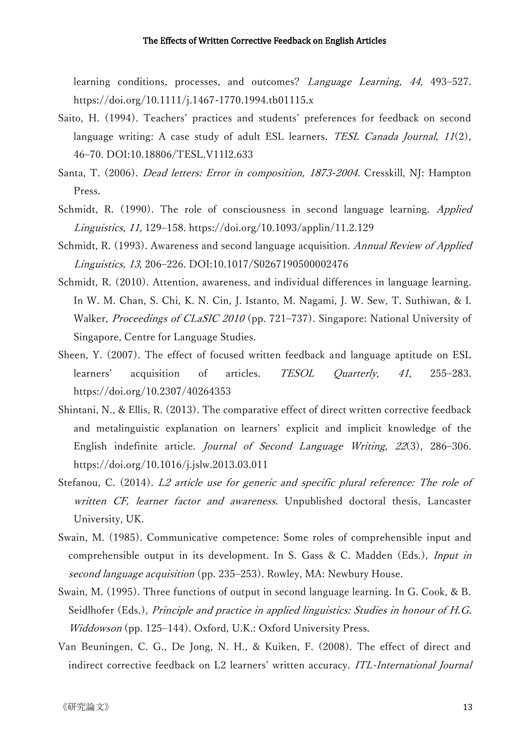learning conditions, processes, and outcomes? *Language Learning, 44,* 493–527. https://doi.org/10.1111/j.1467-1770.1994.tb01115.x

Saito, H. (1994). Teachers' practices and students' preferences for feedback on second language writing: A case study of adult ESL learners. *TESL Canada Journal, 11*(2), 46–70. DOI:10.18806/TESL.V11I2.633

Santa, T. (2006). *Dead letters: Error in composition, 1873-2004.* Cresskill, NJ: Hampton Press.

Schmidt, R. (1990). The role of consciousness in second language learning. *Applied Linguistics, 11,* 129–158. https://doi.org/10.1093/applin/11.2.129

Schmidt, R. (1993). Awareness and second language acquisition. *Annual Review of Applied Linguistics, 13*, 206–226. DOI:10.1017/S0267190500002476

Schmidt, R. (2010). Attention, awareness, and individual differences in language learning. In W. M. Chan, S. Chi, K. N. Cin, J. Istanto, M. Nagami, J. W. Sew, T. Suthiwan, & I. Walker, *Proceedings of CLaSIC 2010* (pp. 721–737). Singapore: National University of Singapore, Centre for Language Studies.

Sheen, Y. (2007). The effect of focused written feedback and language aptitude on ESL learners' acquisition of articles. *TESOL Quarterly, 41*, 255–283. https://doi.org/10.2307/40264353

Shintani, N., & Ellis, R. (2013). The comparative effect of direct written corrective feedback and metalinguistic explanation on learners' explicit and implicit knowledge of the English indefinite article. *Journal of Second Language Writing, 22*(3), 286–306. https://doi.org/10.1016/j.jslw.2013.03.011

Stefanou, C. (2014). *L2 article use for generic and specific plural reference: The role of written CF, learner factor and awareness*. Unpublished doctoral thesis, Lancaster University, UK.

Swain, M. (1985). Communicative competence: Some roles of comprehensible input and comprehensible output in its development. In S. Gass & C. Madden (Eds.), *Input in second language acquisition* (pp. 235–253). Rowley, MA: Newbury House.

Swain, M. (1995). Three functions of output in second language learning. In G. Cook, & B. Seidlhofer (Eds.), *Principle and practice in applied linguistics: Studies in honour of H.G. Widdowson* (pp. 125–144). Oxford, U.K.: Oxford University Press.

Van Beuningen, C. G., De Jong, N. H., & Kuiken, F. (2008). The effect of direct and indirect corrective feedback on L2 learners' written accuracy. *ITL-International Journal*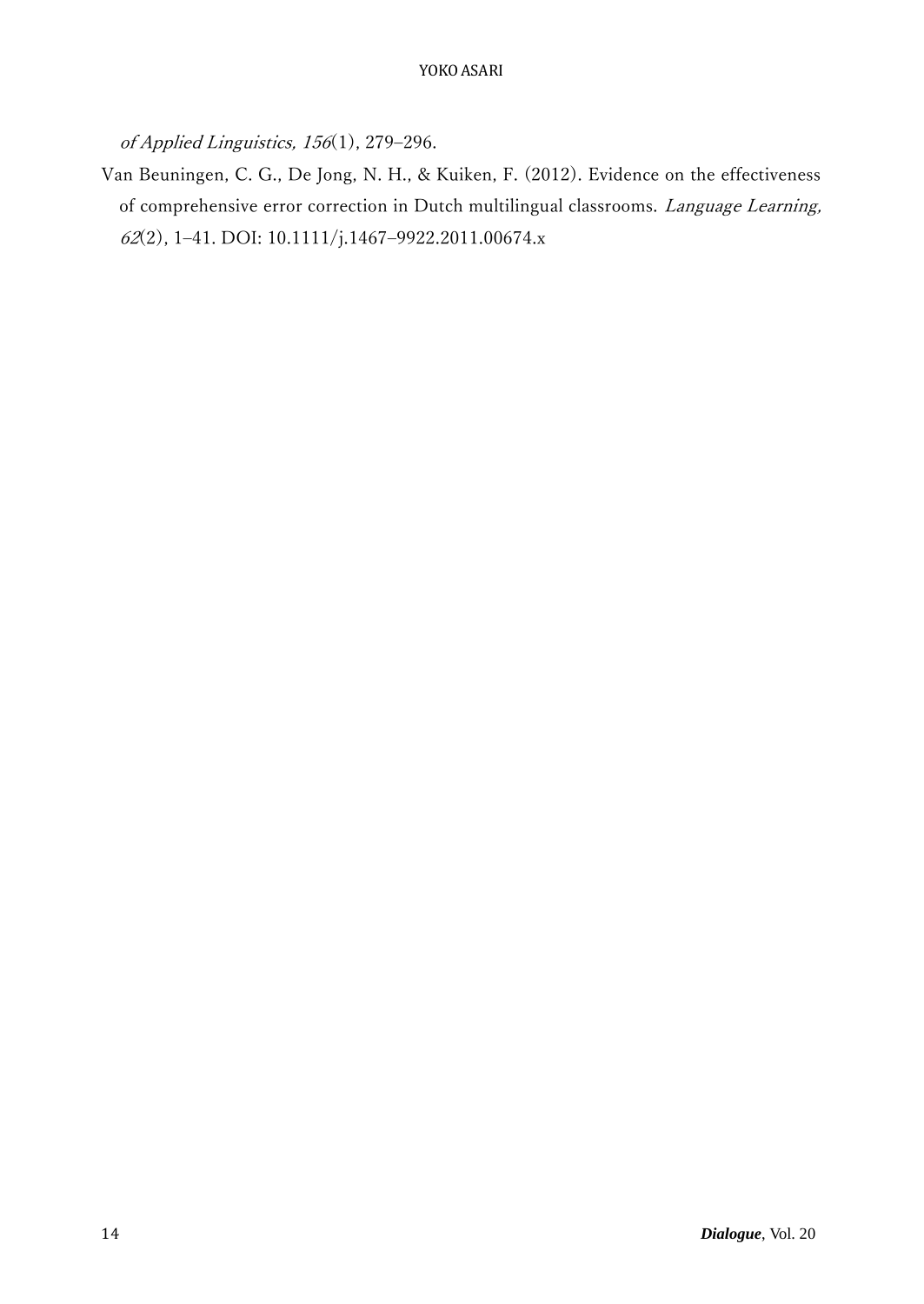*of Applied Linguistics, 156*(1), 279–296.

Van Beuningen, C. G., De Jong, N. H., & Kuiken, F. (2012). Evidence on the effectiveness of comprehensive error correction in Dutch multilingual classrooms. *Language Learning, 62*(2), 1–41. DOI: 10.1111/j.1467-9922.2011.00674.x